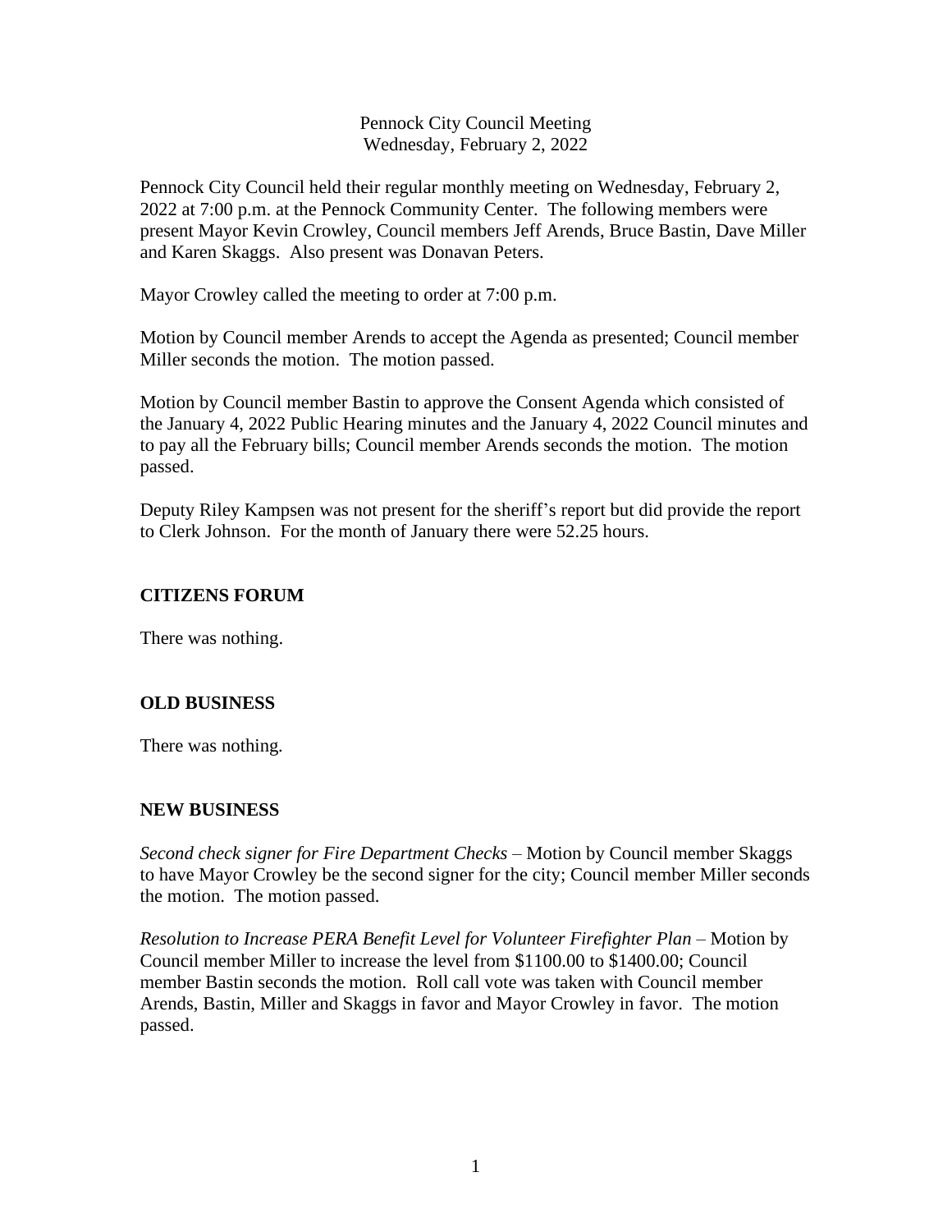Pennock City Council Meeting
Wednesday, February 2, 2022

Pennock City Council held their regular monthly meeting on Wednesday, February 2, 2022 at 7:00 p.m. at the Pennock Community Center. The following members were present Mayor Kevin Crowley, Council members Jeff Arends, Bruce Bastin, Dave Miller and Karen Skaggs. Also present was Donavan Peters.

Mayor Crowley called the meeting to order at 7:00 p.m.

Motion by Council member Arends to accept the Agenda as presented; Council member Miller seconds the motion. The motion passed.

Motion by Council member Bastin to approve the Consent Agenda which consisted of the January 4, 2022 Public Hearing minutes and the January 4, 2022 Council minutes and to pay all the February bills; Council member Arends seconds the motion. The motion passed.

Deputy Riley Kampsen was not present for the sheriff's report but did provide the report to Clerk Johnson. For the month of January there were 52.25 hours.

**CITIZENS FORUM**

There was nothing.

**OLD BUSINESS**

There was nothing.

**NEW BUSINESS**

*Second check signer for Fire Department Checks* – Motion by Council member Skaggs to have Mayor Crowley be the second signer for the city; Council member Miller seconds the motion. The motion passed.

*Resolution to Increase PERA Benefit Level for Volunteer Firefighter Plan* – Motion by Council member Miller to increase the level from $1100.00 to $1400.00; Council member Bastin seconds the motion. Roll call vote was taken with Council member Arends, Bastin, Miller and Skaggs in favor and Mayor Crowley in favor. The motion passed.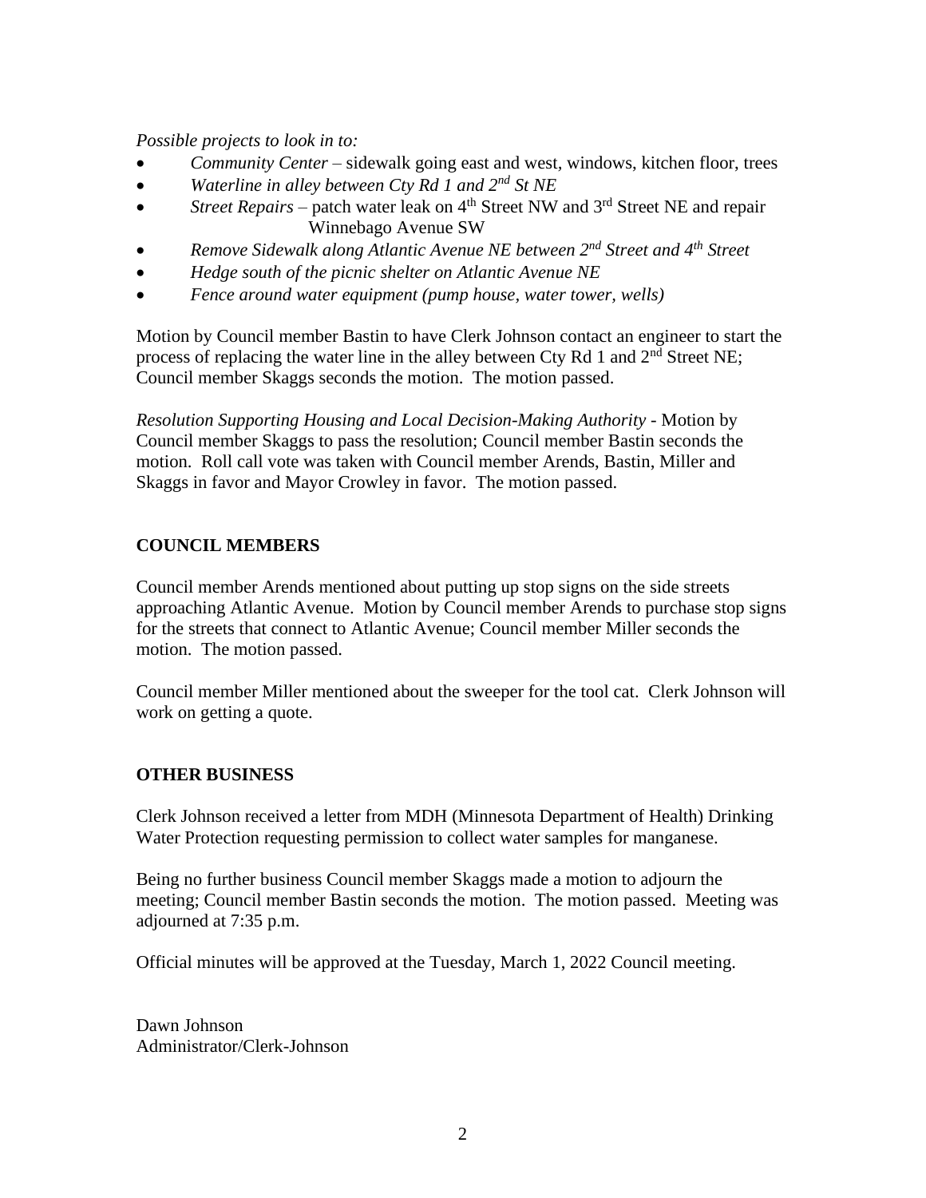*Possible projects to look in to:*

- *Community Center* – sidewalk going east and west, windows, kitchen floor, trees
- *Waterline in alley between Cty Rd 1 and 2nd St NE*
- *Street Repairs* – patch water leak on 4th Street NW and 3rd Street NE and repair Winnebago Avenue SW
- *Remove Sidewalk along Atlantic Avenue NE between 2nd Street and 4th Street*
- *Hedge south of the picnic shelter on Atlantic Avenue NE*
- *Fence around water equipment (pump house, water tower, wells)*

Motion by Council member Bastin to have Clerk Johnson contact an engineer to start the process of replacing the water line in the alley between Cty Rd 1 and 2nd Street NE; Council member Skaggs seconds the motion. The motion passed.

*Resolution Supporting Housing and Local Decision-Making Authority* - Motion by Council member Skaggs to pass the resolution; Council member Bastin seconds the motion. Roll call vote was taken with Council member Arends, Bastin, Miller and Skaggs in favor and Mayor Crowley in favor. The motion passed.

**COUNCIL MEMBERS**

Council member Arends mentioned about putting up stop signs on the side streets approaching Atlantic Avenue. Motion by Council member Arends to purchase stop signs for the streets that connect to Atlantic Avenue; Council member Miller seconds the motion. The motion passed.

Council member Miller mentioned about the sweeper for the tool cat. Clerk Johnson will work on getting a quote.

**OTHER BUSINESS**

Clerk Johnson received a letter from MDH (Minnesota Department of Health) Drinking Water Protection requesting permission to collect water samples for manganese.

Being no further business Council member Skaggs made a motion to adjourn the meeting; Council member Bastin seconds the motion. The motion passed. Meeting was adjourned at 7:35 p.m.

Official minutes will be approved at the Tuesday, March 1, 2022 Council meeting.

Dawn Johnson
Administrator/Clerk-Johnson